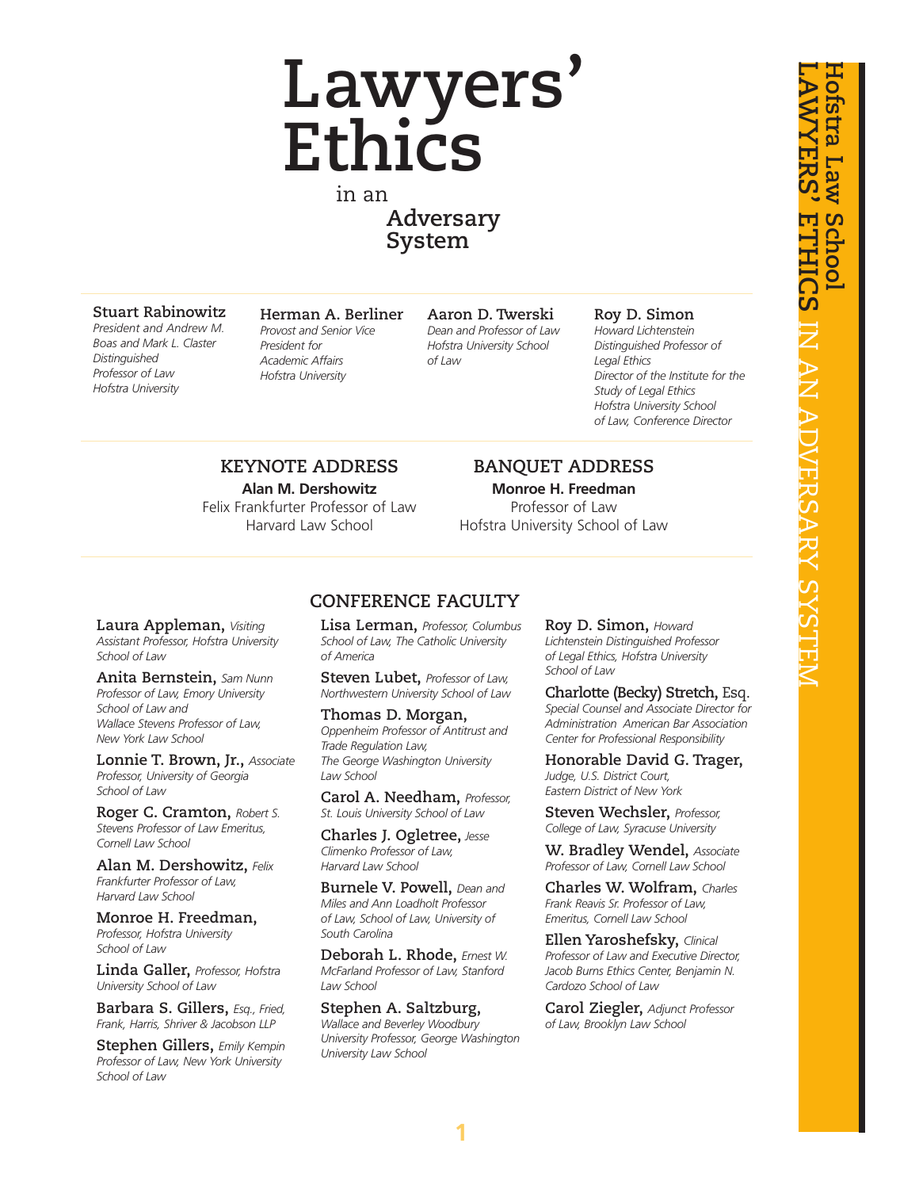# Lawyers' Ethics in an Adversary System

**Hofstra Law School**
**LAWYERS' ETHICS** IN AN ADVERSARY SYSTEM

**Stuart Rabinowitz**
*President and Andrew M. Boas and Mark L. Claster Distinguished Professor of Law Hofstra University*

**Herman A. Berliner**
*Provost and Senior Vice President for Academic Affairs Hofstra University*

**Aaron D. Twerski**
*Dean and Professor of Law Hofstra University School of Law*

**Roy D. Simon**
*Howard Lichtenstein Distinguished Professor of Legal Ethics Director of the Institute for the Study of Legal Ethics Hofstra University School of Law, Conference Director*

## KEYNOTE ADDRESS

**Alan M. Dershowitz**
Felix Frankfurter Professor of Law
Harvard Law School

## BANQUET ADDRESS

**Monroe H. Freedman**
Professor of Law
Hofstra University School of Law

## CONFERENCE FACULTY

**Laura Appleman,** *Visiting Assistant Professor, Hofstra University School of Law*

**Anita Bernstein,** *Sam Nunn Professor of Law, Emory University School of Law and Wallace Stevens Professor of Law, New York Law School*

**Lonnie T. Brown, Jr.,** *Associate Professor, University of Georgia School of Law*

**Roger C. Cramton,** *Robert S. Stevens Professor of Law Emeritus, Cornell Law School*

**Alan M. Dershowitz,** *Felix Frankfurter Professor of Law, Harvard Law School*

**Monroe H. Freedman,** *Professor, Hofstra University School of Law*

**Linda Galler,** *Professor, Hofstra University School of Law*

**Barbara S. Gillers,** *Esq., Fried, Frank, Harris, Shriver & Jacobson LLP*

**Stephen Gillers,** *Emily Kempin Professor of Law, New York University School of Law*

**Lisa Lerman,** *Professor, Columbus School of Law, The Catholic University of America*

**Steven Lubet,** *Professor of Law, Northwestern University School of Law*

**Thomas D. Morgan,** *Oppenheim Professor of Antitrust and Trade Regulation Law, The George Washington University Law School*

**Carol A. Needham,** *Professor, St. Louis University School of Law*

**Charles J. Ogletree,** *Jesse Climenko Professor of Law, Harvard Law School*

**Burnele V. Powell,** *Dean and Miles and Ann Loadholt Professor of Law, School of Law, University of South Carolina*

**Deborah L. Rhode,** *Ernest W. McFarland Professor of Law, Stanford Law School*

**Stephen A. Saltzburg,** *Wallace and Beverley Woodbury University Professor, George Washington University Law School*

**Roy D. Simon,** *Howard Lichtenstein Distinguished Professor of Legal Ethics, Hofstra University School of Law*

**Charlotte (Becky) Stretch,** Esq. *Special Counsel and Associate Director for Administration American Bar Association Center for Professional Responsibility*

**Honorable David G. Trager,** *Judge, U.S. District Court, Eastern District of New York*

**Steven Wechsler,** *Professor, College of Law, Syracuse University*

**W. Bradley Wendel,** *Associate Professor of Law, Cornell Law School*

**Charles W. Wolfram,** *Charles Frank Reavis Sr. Professor of Law, Emeritus, Cornell Law School*

**Ellen Yaroshefsky,** *Clinical Professor of Law and Executive Director, Jacob Burns Ethics Center, Benjamin N. Cardozo School of Law*

**Carol Ziegler,** *Adjunct Professor of Law, Brooklyn Law School*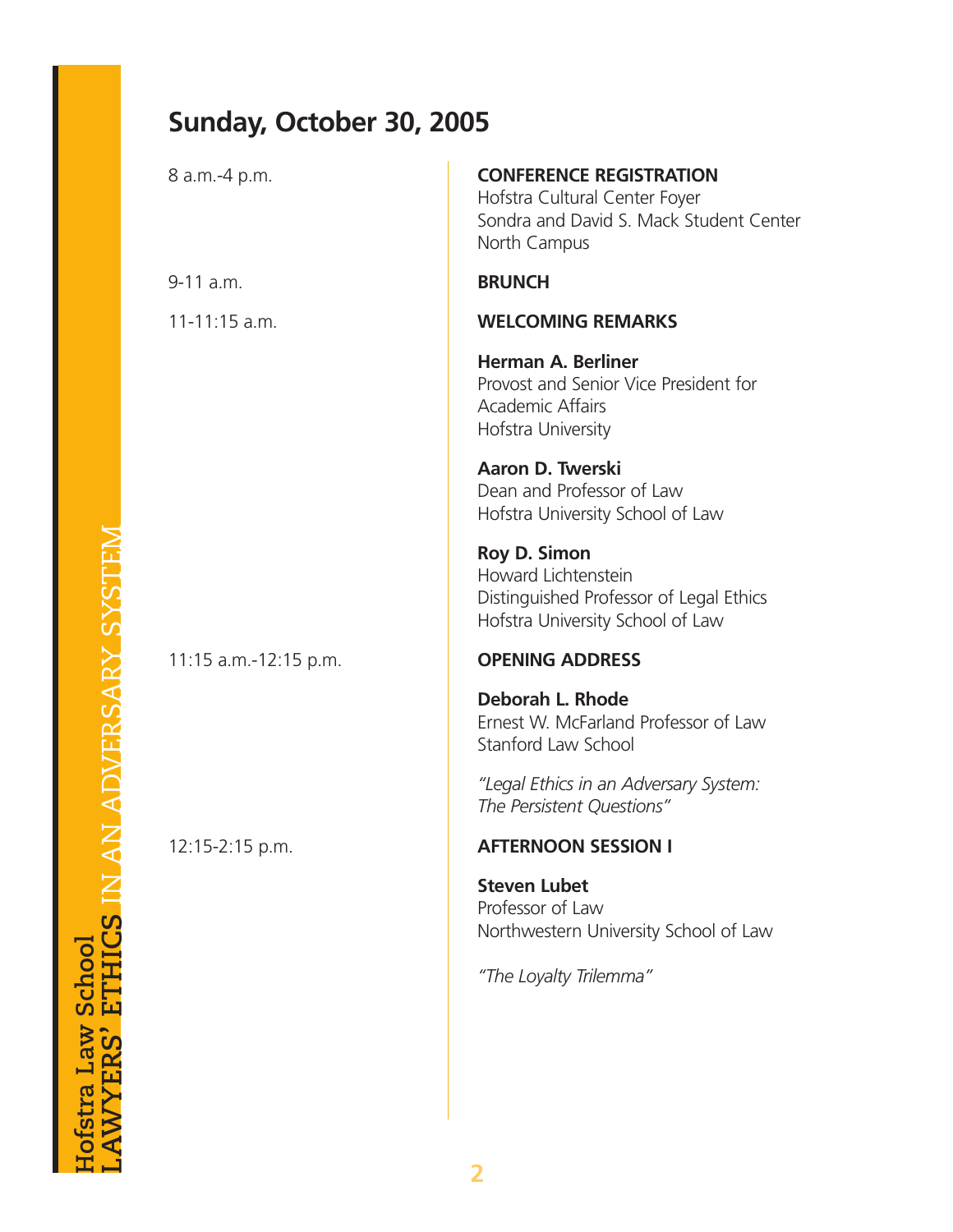## Sunday, October 30, 2005

| | |
|---|---|
| 8 a.m.-4 p.m. | **CONFERENCE REGISTRATION**<br>Hofstra Cultural Center Foyer<br>Sondra and David S. Mack Student Center<br>North Campus |
| 9-11 a.m. | **BRUNCH** |
| 11-11:15 a.m. | **WELCOMING REMARKS**<br><br>**Herman A. Berliner**<br>Provost and Senior Vice President for Academic Affairs<br>Hofstra University<br><br>**Aaron D. Twerski**<br>Dean and Professor of Law<br>Hofstra University School of Law<br><br>**Roy D. Simon**<br>Howard Lichtenstein<br>Distinguished Professor of Legal Ethics<br>Hofstra University School of Law |
| 11:15 a.m.-12:15 p.m. | **OPENING ADDRESS**<br><br>**Deborah L. Rhode**<br>Ernest W. McFarland Professor of Law<br>Stanford Law School<br><br>*"Legal Ethics in an Adversary System: The Persistent Questions"* |
| 12:15-2:15 p.m. | **AFTERNOON SESSION I**<br><br>**Steven Lubet**<br>Professor of Law<br>Northwestern University School of Law<br><br>*"The Loyalty Trilemma"* |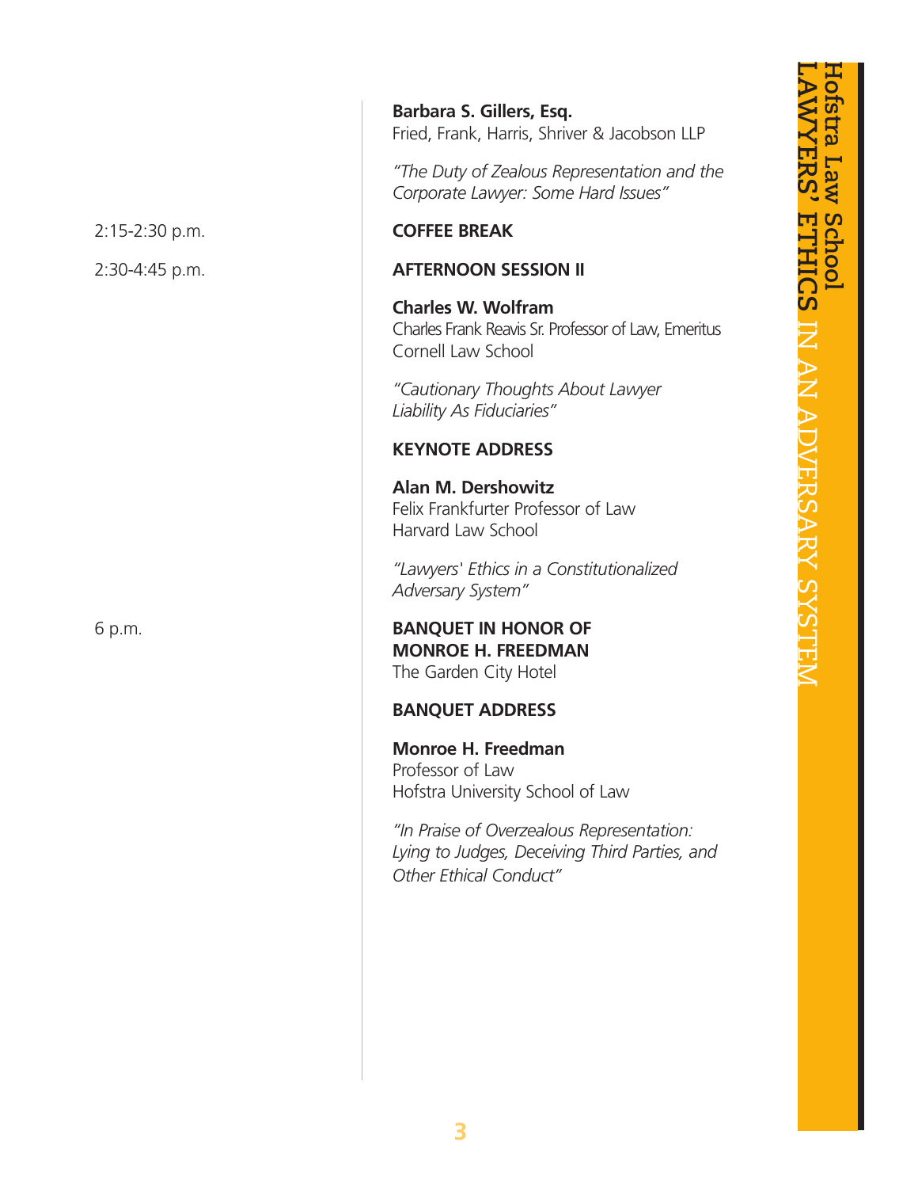**Barbara S. Gillers, Esq.**
Fried, Frank, Harris, Shriver & Jacobson LLP

*"The Duty of Zealous Representation and the Corporate Lawyer: Some Hard Issues"*

2:15-2:30 p.m. — **COFFEE BREAK**

2:30-4:45 p.m. — **AFTERNOON SESSION II**

**Charles W. Wolfram**
Charles Frank Reavis Sr. Professor of Law, Emeritus
Cornell Law School

*"Cautionary Thoughts About Lawyer Liability As Fiduciaries"*

**KEYNOTE ADDRESS**

**Alan M. Dershowitz**
Felix Frankfurter Professor of Law
Harvard Law School

*"Lawyers' Ethics in a Constitutionalized Adversary System"*

6 p.m. — **BANQUET IN HONOR OF MONROE H. FREEDMAN**
The Garden City Hotel

**BANQUET ADDRESS**

**Monroe H. Freedman**
Professor of Law
Hofstra University School of Law

*"In Praise of Overzealous Representation: Lying to Judges, Deceiving Third Parties, and Other Ethical Conduct"*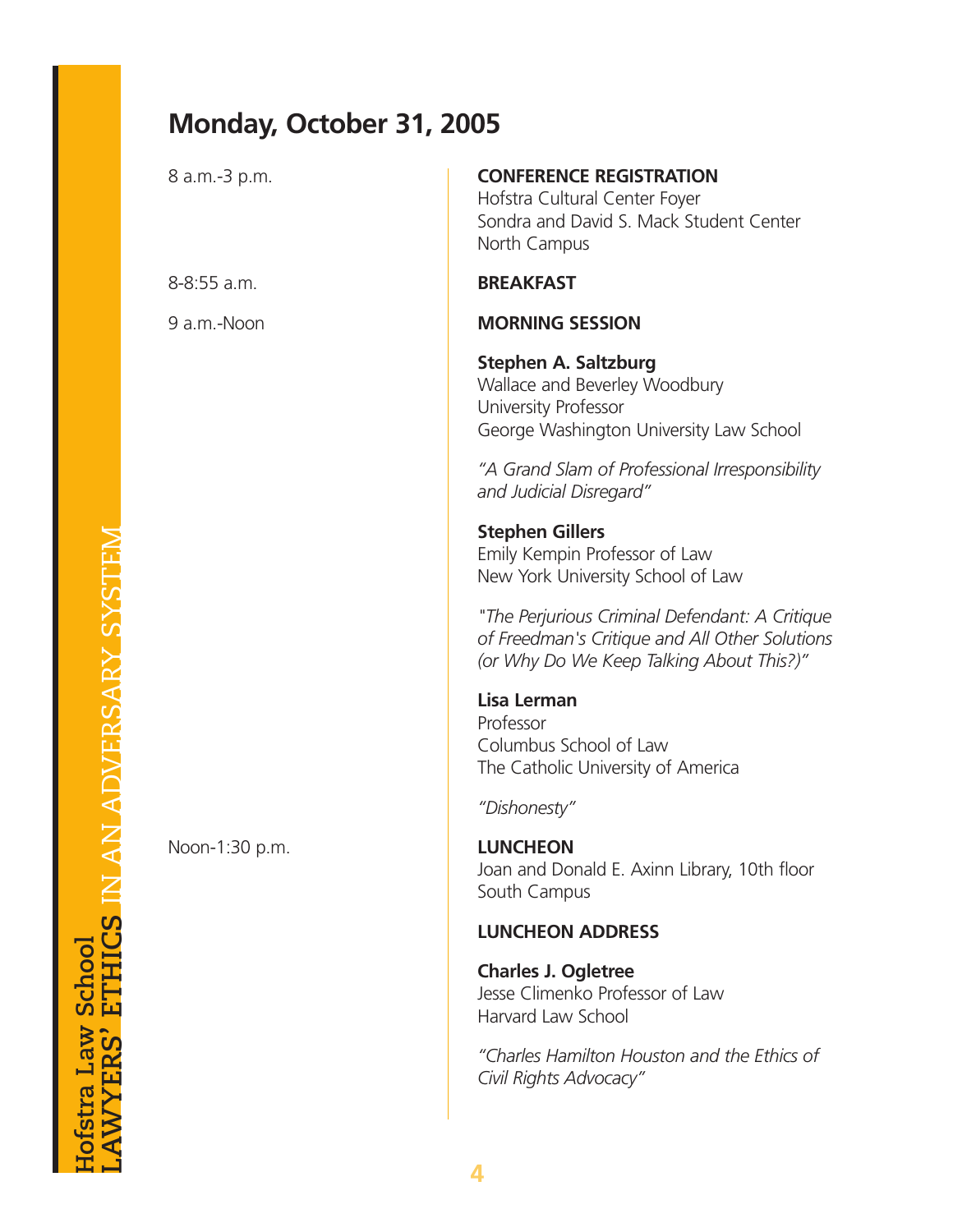## Monday, October 31, 2005

8 a.m.-3 p.m.

**CONFERENCE REGISTRATION**
Hofstra Cultural Center Foyer
Sondra and David S. Mack Student Center
North Campus

8-8:55 a.m.

**BREAKFAST**

9 a.m.-Noon

**MORNING SESSION**

**Stephen A. Saltzburg**
Wallace and Beverley Woodbury
University Professor
George Washington University Law School

*"A Grand Slam of Professional Irresponsibility and Judicial Disregard"*

**Stephen Gillers**
Emily Kempin Professor of Law
New York University School of Law

*"The Perjurious Criminal Defendant: A Critique of Freedman's Critique and All Other Solutions (or Why Do We Keep Talking About This?)"*

**Lisa Lerman**
Professor
Columbus School of Law
The Catholic University of America

*"Dishonesty"*

Noon-1:30 p.m.

**LUNCHEON**
Joan and Donald E. Axinn Library, 10th floor
South Campus

**LUNCHEON ADDRESS**

**Charles J. Ogletree**
Jesse Climenko Professor of Law
Harvard Law School

*"Charles Hamilton Houston and the Ethics of Civil Rights Advocacy"*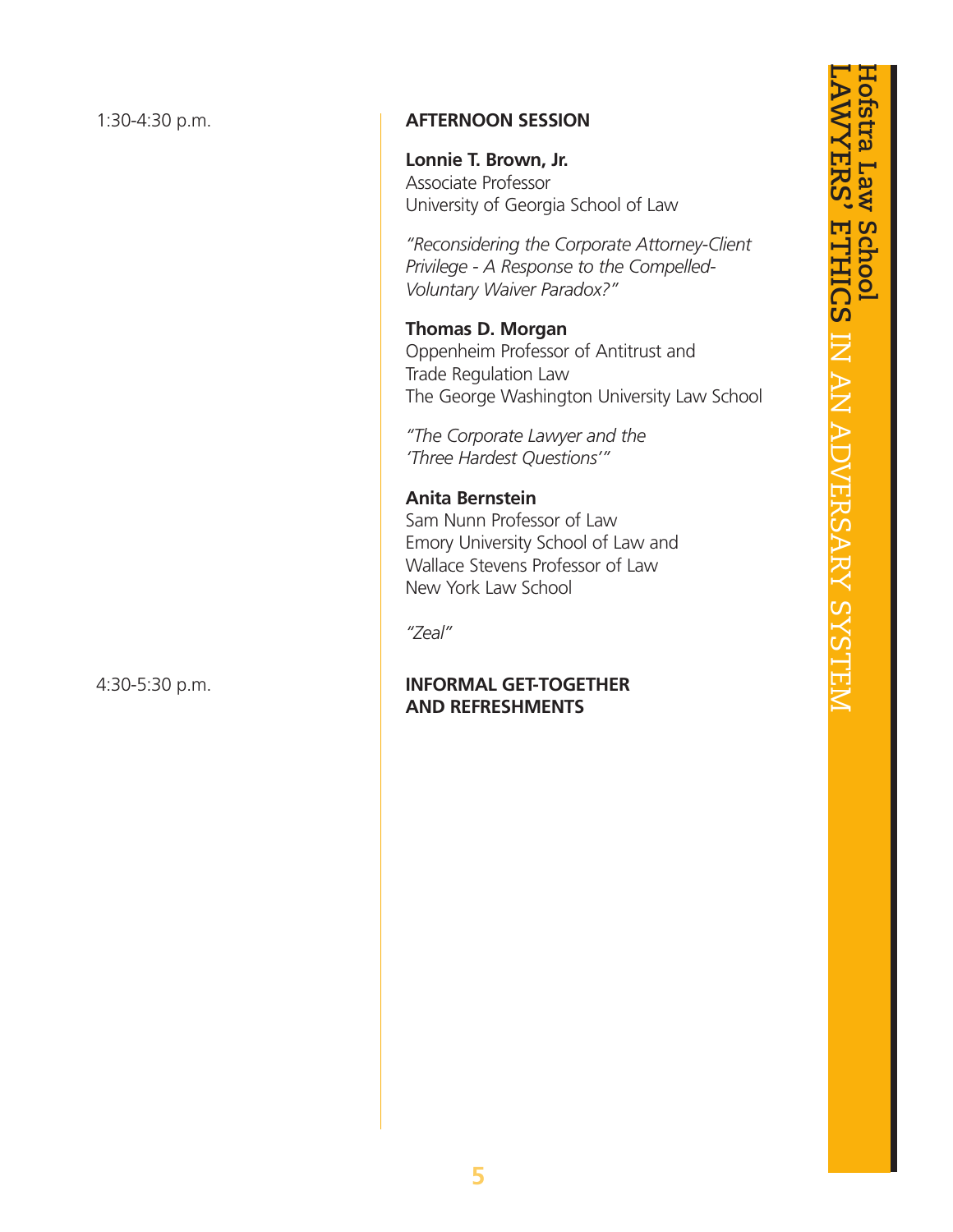1:30-4:30 p.m.

**AFTERNOON SESSION**

**Lonnie T. Brown, Jr.**
Associate Professor
University of Georgia School of Law

*"Reconsidering the Corporate Attorney-Client Privilege - A Response to the Compelled-Voluntary Waiver Paradox?"*

**Thomas D. Morgan**
Oppenheim Professor of Antitrust and Trade Regulation Law
The George Washington University Law School

*"The Corporate Lawyer and the 'Three Hardest Questions'"*

**Anita Bernstein**
Sam Nunn Professor of Law
Emory University School of Law and
Wallace Stevens Professor of Law
New York Law School

*"Zeal"*

4:30-5:30 p.m.

**INFORMAL GET-TOGETHER AND REFRESHMENTS**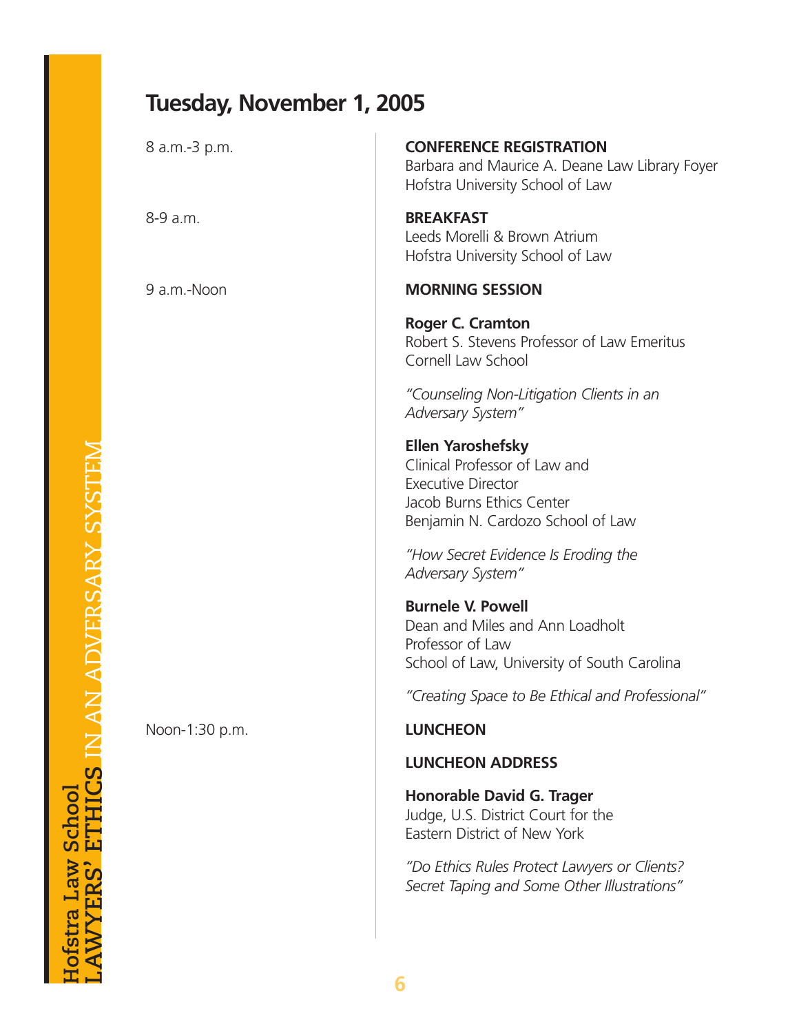## Tuesday, November 1, 2005

8 a.m.-3 p.m.

**CONFERENCE REGISTRATION**
Barbara and Maurice A. Deane Law Library Foyer
Hofstra University School of Law

8-9 a.m.

**BREAKFAST**
Leeds Morelli & Brown Atrium
Hofstra University School of Law

9 a.m.-Noon

**MORNING SESSION**

**Roger C. Cramton**
Robert S. Stevens Professor of Law Emeritus
Cornell Law School

*"Counseling Non-Litigation Clients in an Adversary System"*

**Ellen Yaroshefsky**
Clinical Professor of Law and
Executive Director
Jacob Burns Ethics Center
Benjamin N. Cardozo School of Law

*"How Secret Evidence Is Eroding the Adversary System"*

**Burnele V. Powell**
Dean and Miles and Ann Loadholt
Professor of Law
School of Law, University of South Carolina

*"Creating Space to Be Ethical and Professional"*

Noon-1:30 p.m.

**LUNCHEON**

**LUNCHEON ADDRESS**

**Honorable David G. Trager**
Judge, U.S. District Court for the
Eastern District of New York

*"Do Ethics Rules Protect Lawyers or Clients? Secret Taping and Some Other Illustrations"*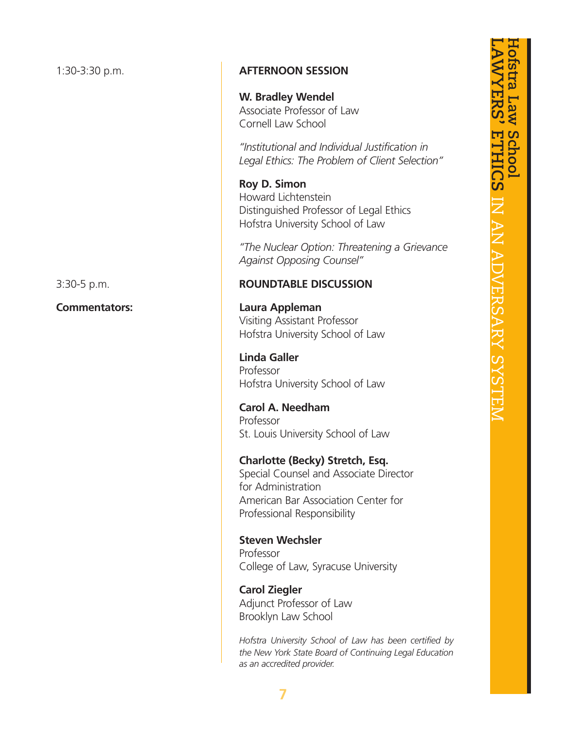1:30-3:30 p.m.

**AFTERNOON SESSION**

**W. Bradley Wendel**
Associate Professor of Law
Cornell Law School

*"Institutional and Individual Justification in Legal Ethics: The Problem of Client Selection"*

**Roy D. Simon**
Howard Lichtenstein
Distinguished Professor of Legal Ethics
Hofstra University School of Law

*"The Nuclear Option: Threatening a Grievance Against Opposing Counsel"*

3:30-5 p.m.

**ROUNDTABLE DISCUSSION**

**Commentators:**

**Laura Appleman**
Visiting Assistant Professor
Hofstra University School of Law

**Linda Galler**
Professor
Hofstra University School of Law

**Carol A. Needham**
Professor
St. Louis University School of Law

**Charlotte (Becky) Stretch, Esq.**
Special Counsel and Associate Director for Administration
American Bar Association Center for Professional Responsibility

**Steven Wechsler**
Professor
College of Law, Syracuse University

**Carol Ziegler**
Adjunct Professor of Law
Brooklyn Law School

*Hofstra University School of Law has been certified by the New York State Board of Continuing Legal Education as an accredited provider.*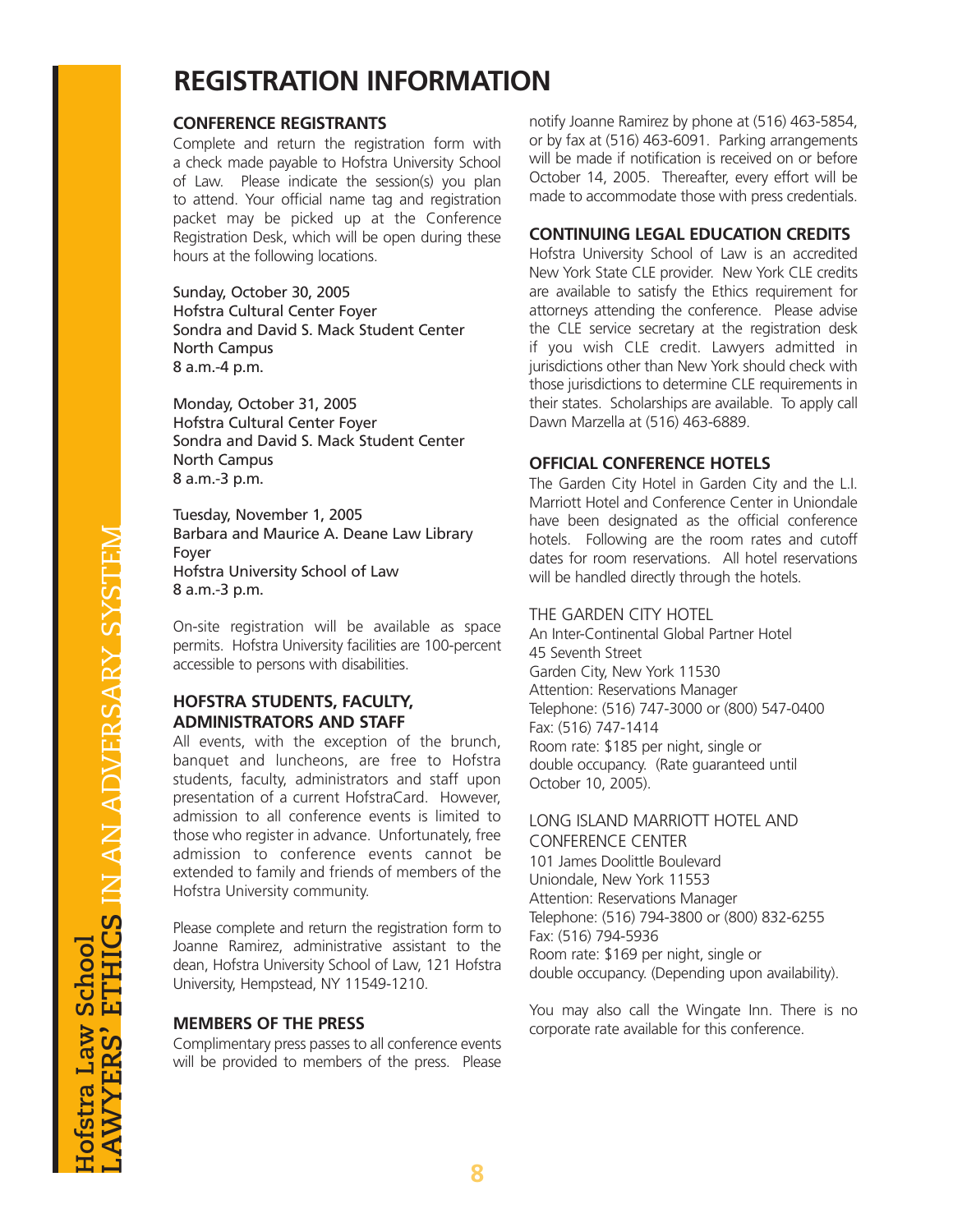# REGISTRATION INFORMATION

## CONFERENCE REGISTRANTS

Complete and return the registration form with a check made payable to Hofstra University School of Law. Please indicate the session(s) you plan to attend. Your official name tag and registration packet may be picked up at the Conference Registration Desk, which will be open during these hours at the following locations.

Sunday, October 30, 2005
Hofstra Cultural Center Foyer
Sondra and David S. Mack Student Center
North Campus
8 a.m.-4 p.m.

Monday, October 31, 2005
Hofstra Cultural Center Foyer
Sondra and David S. Mack Student Center
North Campus
8 a.m.-3 p.m.

Tuesday, November 1, 2005
Barbara and Maurice A. Deane Law Library Foyer
Hofstra University School of Law
8 a.m.-3 p.m.

On-site registration will be available as space permits. Hofstra University facilities are 100-percent accessible to persons with disabilities.

## HOFSTRA STUDENTS, FACULTY, ADMINISTRATORS AND STAFF

All events, with the exception of the brunch, banquet and luncheons, are free to Hofstra students, faculty, administrators and staff upon presentation of a current HofstraCard. However, admission to all conference events is limited to those who register in advance. Unfortunately, free admission to conference events cannot be extended to family and friends of members of the Hofstra University community.

Please complete and return the registration form to Joanne Ramirez, administrative assistant to the dean, Hofstra University School of Law, 121 Hofstra University, Hempstead, NY 11549-1210.

## MEMBERS OF THE PRESS

Complimentary press passes to all conference events will be provided to members of the press. Please notify Joanne Ramirez by phone at (516) 463-5854, or by fax at (516) 463-6091. Parking arrangements will be made if notification is received on or before October 14, 2005. Thereafter, every effort will be made to accommodate those with press credentials.

## CONTINUING LEGAL EDUCATION CREDITS

Hofstra University School of Law is an accredited New York State CLE provider. New York CLE credits are available to satisfy the Ethics requirement for attorneys attending the conference. Please advise the CLE service secretary at the registration desk if you wish CLE credit. Lawyers admitted in jurisdictions other than New York should check with those jurisdictions to determine CLE requirements in their states. Scholarships are available. To apply call Dawn Marzella at (516) 463-6889.

## OFFICIAL CONFERENCE HOTELS

The Garden City Hotel in Garden City and the L.I. Marriott Hotel and Conference Center in Uniondale have been designated as the official conference hotels. Following are the room rates and cutoff dates for room reservations. All hotel reservations will be handled directly through the hotels.

THE GARDEN CITY HOTEL
An Inter-Continental Global Partner Hotel
45 Seventh Street
Garden City, New York 11530
Attention: Reservations Manager
Telephone: (516) 747-3000 or (800) 547-0400
Fax: (516) 747-1414
Room rate: $185 per night, single or double occupancy. (Rate guaranteed until October 10, 2005).

LONG ISLAND MARRIOTT HOTEL AND CONFERENCE CENTER
101 James Doolittle Boulevard
Uniondale, New York 11553
Attention: Reservations Manager
Telephone: (516) 794-3800 or (800) 832-6255
Fax: (516) 794-5936
Room rate: $169 per night, single or double occupancy. (Depending upon availability).

You may also call the Wingate Inn. There is no corporate rate available for this conference.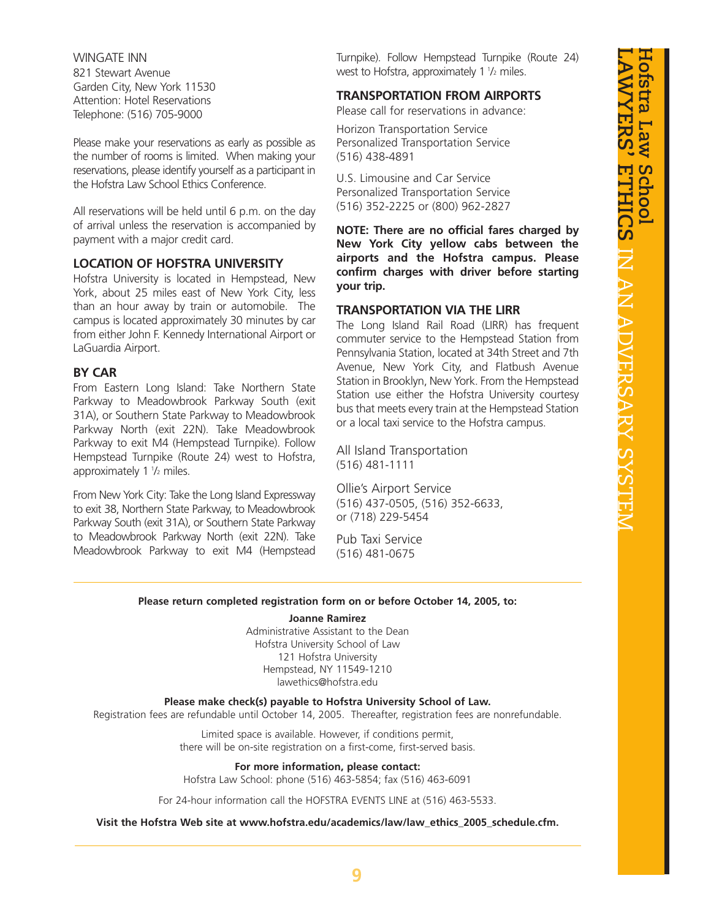WINGATE INN
821 Stewart Avenue
Garden City, New York 11530
Attention: Hotel Reservations
Telephone: (516) 705-9000

Please make your reservations as early as possible as the number of rooms is limited. When making your reservations, please identify yourself as a participant in the Hofstra Law School Ethics Conference.

All reservations will be held until 6 p.m. on the day of arrival unless the reservation is accompanied by payment with a major credit card.

### LOCATION OF HOFSTRA UNIVERSITY

Hofstra University is located in Hempstead, New York, about 25 miles east of New York City, less than an hour away by train or automobile. The campus is located approximately 30 minutes by car from either John F. Kennedy International Airport or LaGuardia Airport.

### BY CAR

From Eastern Long Island: Take Northern State Parkway to Meadowbrook Parkway South (exit 31A), or Southern State Parkway to Meadowbrook Parkway North (exit 22N). Take Meadowbrook Parkway to exit M4 (Hempstead Turnpike). Follow Hempstead Turnpike (Route 24) west to Hofstra, approximately 1 1/2 miles.

From New York City: Take the Long Island Expressway to exit 38, Northern State Parkway, to Meadowbrook Parkway South (exit 31A), or Southern State Parkway to Meadowbrook Parkway North (exit 22N). Take Meadowbrook Parkway to exit M4 (Hempstead Turnpike). Follow Hempstead Turnpike (Route 24) west to Hofstra, approximately 1 1/2 miles.

### TRANSPORTATION FROM AIRPORTS

Please call for reservations in advance:

Horizon Transportation Service
Personalized Transportation Service
(516) 438-4891

U.S. Limousine and Car Service
Personalized Transportation Service
(516) 352-2225 or (800) 962-2827

**NOTE: There are no official fares charged by New York City yellow cabs between the airports and the Hofstra campus. Please confirm charges with driver before starting your trip.**

### TRANSPORTATION VIA THE LIRR

The Long Island Rail Road (LIRR) has frequent commuter service to the Hempstead Station from Pennsylvania Station, located at 34th Street and 7th Avenue, New York City, and Flatbush Avenue Station in Brooklyn, New York. From the Hempstead Station use either the Hofstra University courtesy bus that meets every train at the Hempstead Station or a local taxi service to the Hofstra campus.

All Island Transportation
(516) 481-1111

Ollie's Airport Service
(516) 437-0505, (516) 352-6633, or (718) 229-5454

Pub Taxi Service
(516) 481-0675

---

**Please return completed registration form on or before October 14, 2005, to:**

**Joanne Ramirez**
Administrative Assistant to the Dean
Hofstra University School of Law
121 Hofstra University
Hempstead, NY 11549-1210
lawethics@hofstra.edu

**Please make check(s) payable to Hofstra University School of Law.**
Registration fees are refundable until October 14, 2005. Thereafter, registration fees are nonrefundable.

Limited space is available. However, if conditions permit, there will be on-site registration on a first-come, first-served basis.

**For more information, please contact:**
Hofstra Law School: phone (516) 463-5854; fax (516) 463-6091

For 24-hour information call the HOFSTRA EVENTS LINE at (516) 463-5533.

**Visit the Hofstra Web site at www.hofstra.edu/academics/law/law_ethics_2005_schedule.cfm.**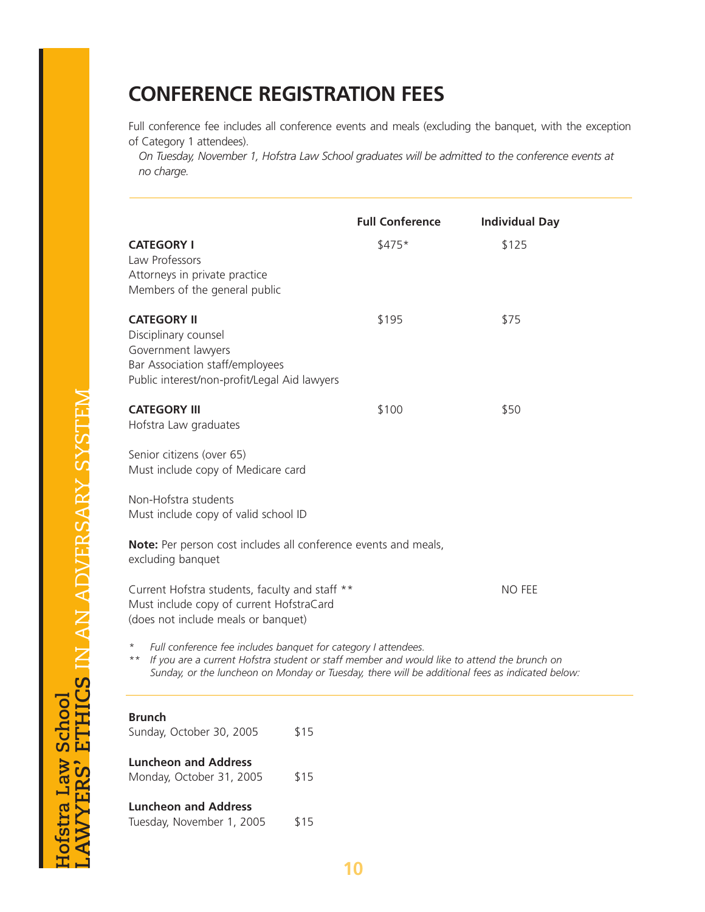# CONFERENCE REGISTRATION FEES

Full conference fee includes all conference events and meals (excluding the banquet, with the exception of Category 1 attendees).

*On Tuesday, November 1, Hofstra Law School graduates will be admitted to the conference events at no charge.*

| | Full Conference | Individual Day |
|---|---|---|
| **CATEGORY I**<br>Law Professors<br>Attorneys in private practice<br>Members of the general public | $475* | $125 |
| **CATEGORY II**<br>Disciplinary counsel<br>Government lawyers<br>Bar Association staff/employees<br>Public interest/non-profit/Legal Aid lawyers | $195 | $75 |
| **CATEGORY III**<br>Hofstra Law graduates<br><br>Senior citizens (over 65)<br>Must include copy of Medicare card<br><br>Non-Hofstra students<br>Must include copy of valid school ID<br><br>**Note:** Per person cost includes all conference events and meals, excluding banquet | $100 | $50 |
| Current Hofstra students, faculty and staff **<br>Must include copy of current HofstraCard<br>(does not include meals or banquet) | | NO FEE |

\* *Full conference fee includes banquet for category I attendees.*

\*\* *If you are a current Hofstra student or staff member and would like to attend the brunch on Sunday, or the luncheon on Monday or Tuesday, there will be additional fees as indicated below:*

**Brunch**
Sunday, October 30, 2005 — $15

**Luncheon and Address**
Monday, October 31, 2005 — $15

**Luncheon and Address**
Tuesday, November 1, 2005 — $15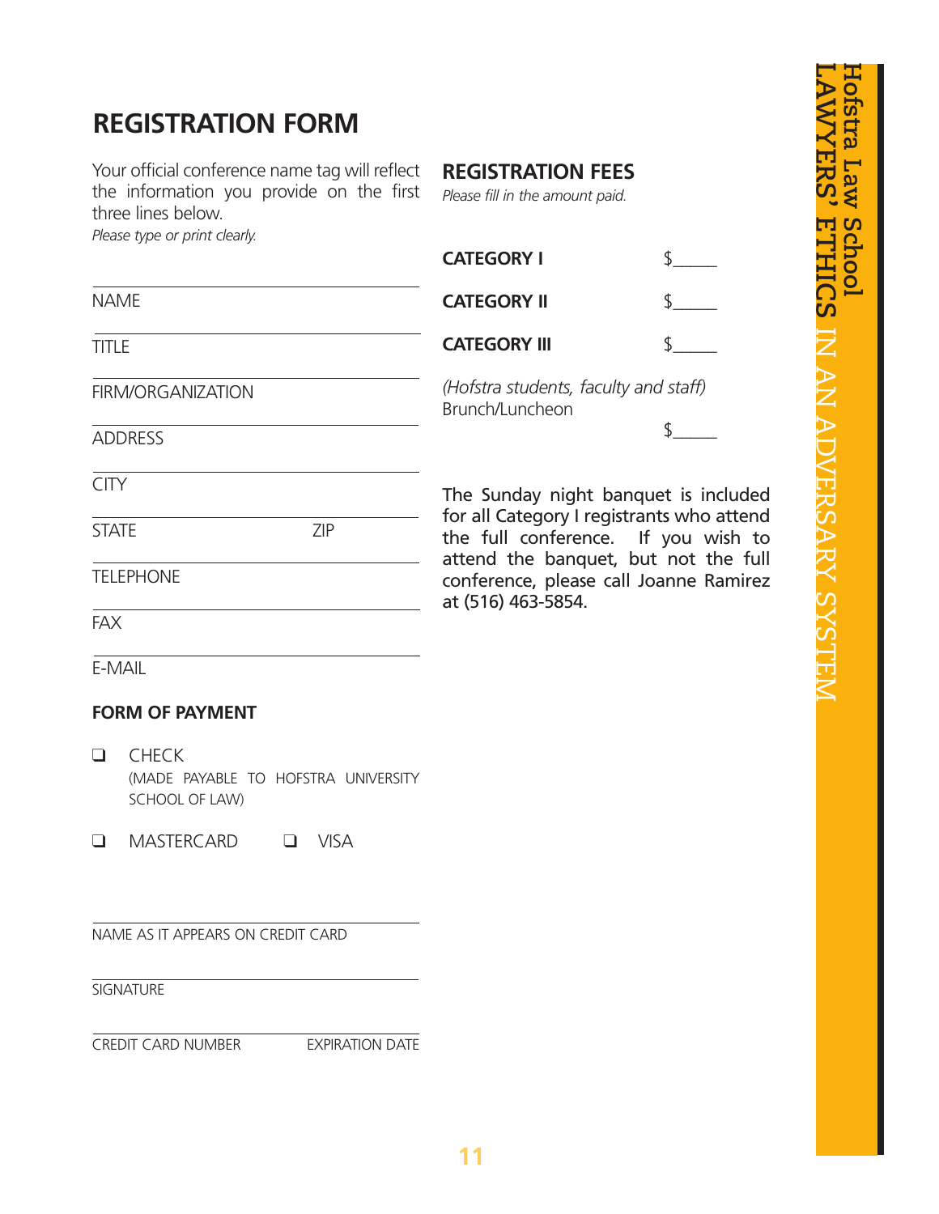## REGISTRATION FORM

Your official conference name tag will reflect the information you provide on the first three lines below.
*Please type or print clearly.*

NAME

TITLE

FIRM/ORGANIZATION

ADDRESS

CITY

STATE ZIP

TELEPHONE

FAX

E-MAIL

### FORM OF PAYMENT

❑ CHECK
(MADE PAYABLE TO HOFSTRA UNIVERSITY SCHOOL OF LAW)

❑ MASTERCARD ❑ VISA

NAME AS IT APPEARS ON CREDIT CARD

SIGNATURE

CREDIT CARD NUMBER EXPIRATION DATE

### REGISTRATION FEES

*Please fill in the amount paid.*

| | |
|---|---|
| **CATEGORY I** | $_____ |
| **CATEGORY II** | $_____ |
| **CATEGORY III** | $_____ |
| *(Hofstra students, faculty and staff)* Brunch/Luncheon | $_____ |

The Sunday night banquet is included for all Category I registrants who attend the full conference. If you wish to attend the banquet, but not the full conference, please call Joanne Ramirez at (516) 463-5854.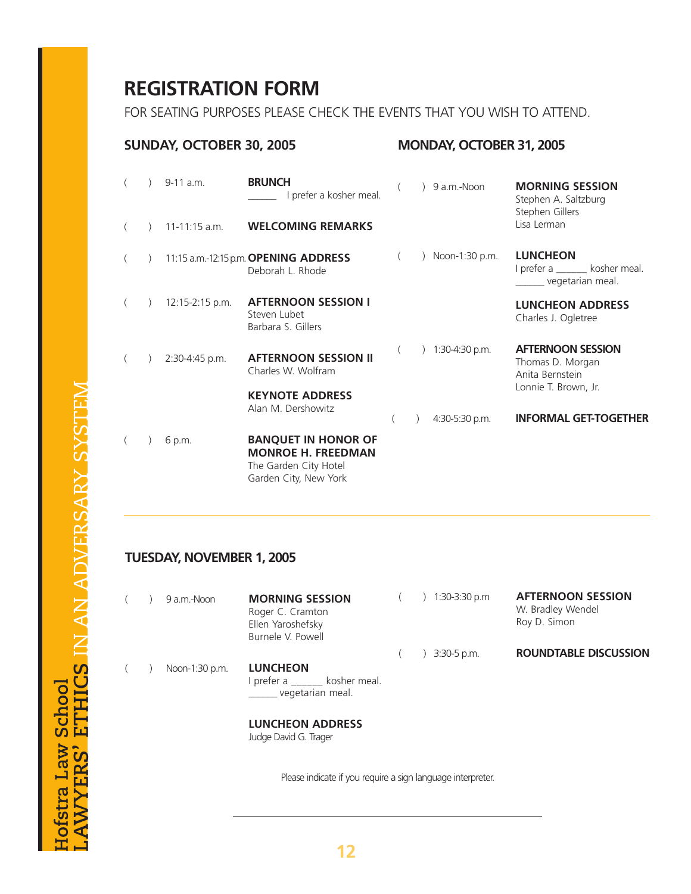# REGISTRATION FORM

FOR SEATING PURPOSES PLEASE CHECK THE EVENTS THAT YOU WISH TO ATTEND.

## SUNDAY, OCTOBER 30, 2005

( ) 9-11 a.m. **BRUNCH**
______ I prefer a kosher meal.

( ) 11-11:15 a.m. **WELCOMING REMARKS**

( ) 11:15 a.m.-12:15 p.m. **OPENING ADDRESS**
Deborah L. Rhode

( ) 12:15-2:15 p.m. **AFTERNOON SESSION I**
Steven Lubet
Barbara S. Gillers

( ) 2:30-4:45 p.m. **AFTERNOON SESSION II**
Charles W. Wolfram

**KEYNOTE ADDRESS**
Alan M. Dershowitz

( ) 6 p.m. **BANQUET IN HONOR OF MONROE H. FREEDMAN**
The Garden City Hotel
Garden City, New York

## MONDAY, OCTOBER 31, 2005

( ) 9 a.m.-Noon **MORNING SESSION**
Stephen A. Saltzburg
Stephen Gillers
Lisa Lerman

( ) Noon-1:30 p.m. **LUNCHEON**
I prefer a ______ kosher meal.
______ vegetarian meal.

**LUNCHEON ADDRESS**
Charles J. Ogletree

( ) 1:30-4:30 p.m. **AFTERNOON SESSION**
Thomas D. Morgan
Anita Bernstein
Lonnie T. Brown, Jr.

( ) 4:30-5:30 p.m. **INFORMAL GET-TOGETHER**

## TUESDAY, NOVEMBER 1, 2005

( ) 9 a.m.-Noon **MORNING SESSION**
Roger C. Cramton
Ellen Yaroshefsky
Burnele V. Powell

( ) Noon-1:30 p.m. **LUNCHEON**
I prefer a ______ kosher meal.
______ vegetarian meal.

**LUNCHEON ADDRESS**
Judge David G. Trager

( ) 1:30-3:30 p.m **AFTERNOON SESSION**
W. Bradley Wendel
Roy D. Simon

( ) 3:30-5 p.m. **ROUNDTABLE DISCUSSION**

Please indicate if you require a sign language interpreter.

______________________________________________